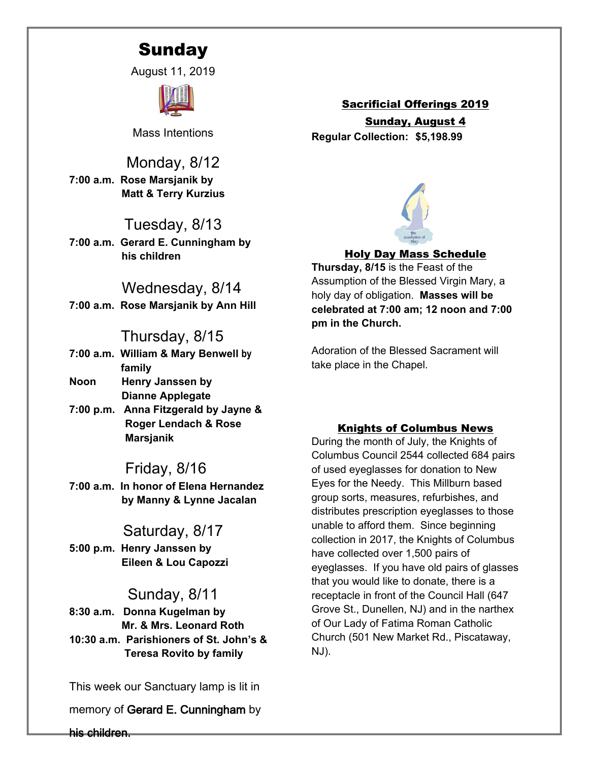# Sunday

August 11, 2019

Mass Intentions

## Monday, 8/12

**7:00 a.m. Rose Marsjanik by Matt & Terry Kurzius**

## Tuesday, 8/13

**7:00 a.m. Gerard E. Cunningham by his children**

## Wednesday, 8/14

**7:00 a.m. Rose Marsjanik by Ann Hill**

## Thursday, 8/15

**7:00 a.m. William & Mary Benwell by family**

**Noon Henry Janssen by Dianne Applegate**

**7:00 p.m. Anna Fitzgerald by Jayne & Roger Lendach & Rose Marsjanik**

## Friday, 8/16

**7:00 a.m. In honor of Elena Hernandez by Manny & Lynne Jacalan**

## Saturday, 8/17

**5:00 p.m. Henry Janssen by Eileen & Lou Capozzi**

## Sunday, 8/11

**8:30 a.m. Donna Kugelman by Mr. & Mrs. Leonard Roth**

**10:30 a.m. Parishioners of St. John's & Teresa Rovito by family**

This week our Sanctuary lamp is lit in memory of Gerard E. Cunningham by his children.

## Sacrificial Offerings 2019

**Sunday, August 4**

**Regular Collection: $5,198.99**

## Holy Day Mass Schedule

**Thursday, 8/15** is the Feast of the Assumption of the Blessed Virgin Mary, a holy day of obligation. **Masses will be celebrated at 7:00 am; 12 noon and 7:00 pm in the Church.**

Adoration of the Blessed Sacrament will take place in the Chapel.

## Knights of Columbus News

During the month of July, the Knights of Columbus Council 2544 collected 684 pairs of used eyeglasses for donation to New Eyes for the Needy. This Millburn based group sorts, measures, refurbishes, and distributes prescription eyeglasses to those unable to afford them. Since beginning collection in 2017, the Knights of Columbus have collected over 1,500 pairs of eyeglasses. If you have old pairs of glasses that you would like to donate, there is a receptacle in front of the Council Hall (647 Grove St., Dunellen, NJ) and in the narthex of Our Lady of Fatima Roman Catholic Church (501 New Market Rd., Piscataway, NJ).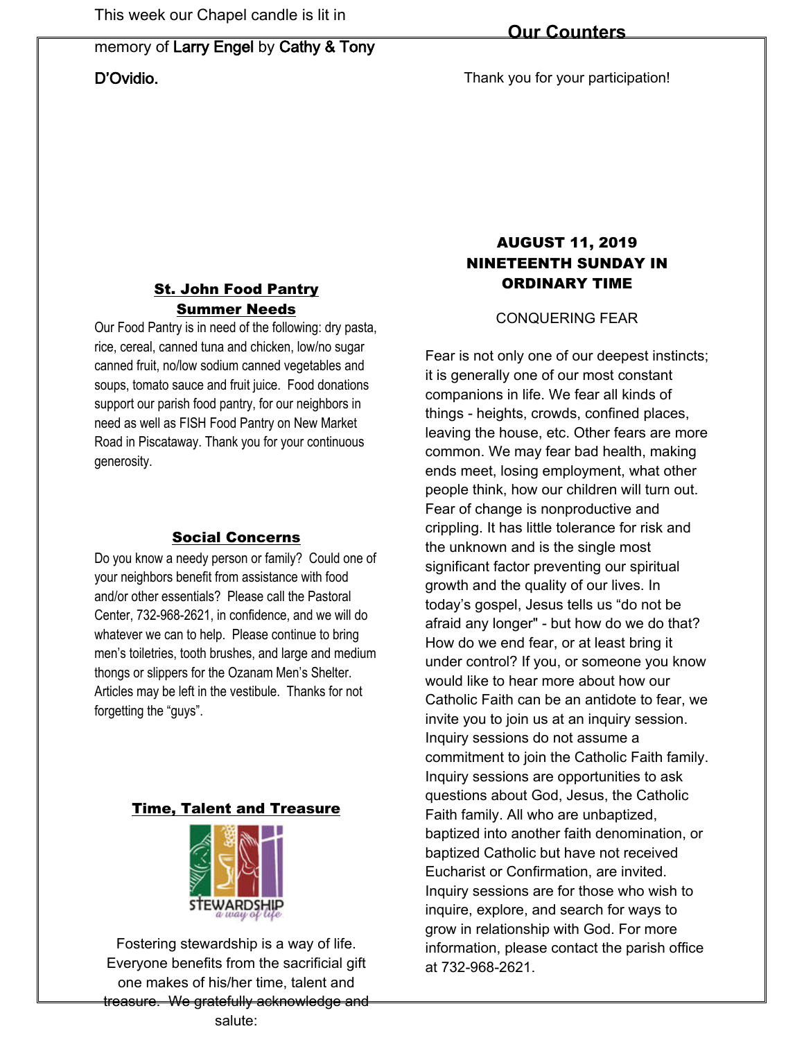This week our Chapel candle is lit in memory of Larry Engel by Cathy & Tony D'Ovidio.

## St. John Food Pantry Summer Needs

Our Food Pantry is in need of the following: dry pasta, rice, cereal, canned tuna and chicken, low/no sugar canned fruit, no/low sodium canned vegetables and soups, tomato sauce and fruit juice. Food donations support our parish food pantry, for our neighbors in need as well as FISH Food Pantry on New Market Road in Piscataway. Thank you for your continuous generosity.

## Social Concerns

Do you know a needy person or family? Could one of your neighbors benefit from assistance with food and/or other essentials? Please call the Pastoral Center, 732-968-2621, in confidence, and we will do whatever we can to help. Please continue to bring men's toiletries, tooth brushes, and large and medium thongs or slippers for the Ozanam Men's Shelter. Articles may be left in the vestibule. Thanks for not forgetting the "guys".

## Time, Talent and Treasure

STEWARDSHIP *a way of life*

Fostering stewardship is a way of life. Everyone benefits from the sacrificial gift one makes of his/her time, talent and treasure. We gratefully acknowledge and salute:

## Our Counters

Thank you for your participation!

## AUGUST 11, 2019 NINETEENTH SUNDAY IN ORDINARY TIME

CONQUERING FEAR

Fear is not only one of our deepest instincts; it is generally one of our most constant companions in life. We fear all kinds of things - heights, crowds, confined places, leaving the house, etc. Other fears are more common. We may fear bad health, making ends meet, losing employment, what other people think, how our children will turn out. Fear of change is nonproductive and crippling. It has little tolerance for risk and the unknown and is the single most significant factor preventing our spiritual growth and the quality of our lives. In today's gospel, Jesus tells us "do not be afraid any longer" - but how do we do that? How do we end fear, or at least bring it under control? If you, or someone you know would like to hear more about how our Catholic Faith can be an antidote to fear, we invite you to join us at an inquiry session. Inquiry sessions do not assume a commitment to join the Catholic Faith family. Inquiry sessions are opportunities to ask questions about God, Jesus, the Catholic Faith family. All who are unbaptized, baptized into another faith denomination, or baptized Catholic but have not received Eucharist or Confirmation, are invited. Inquiry sessions are for those who wish to inquire, explore, and search for ways to grow in relationship with God. For more information, please contact the parish office at 732-968-2621.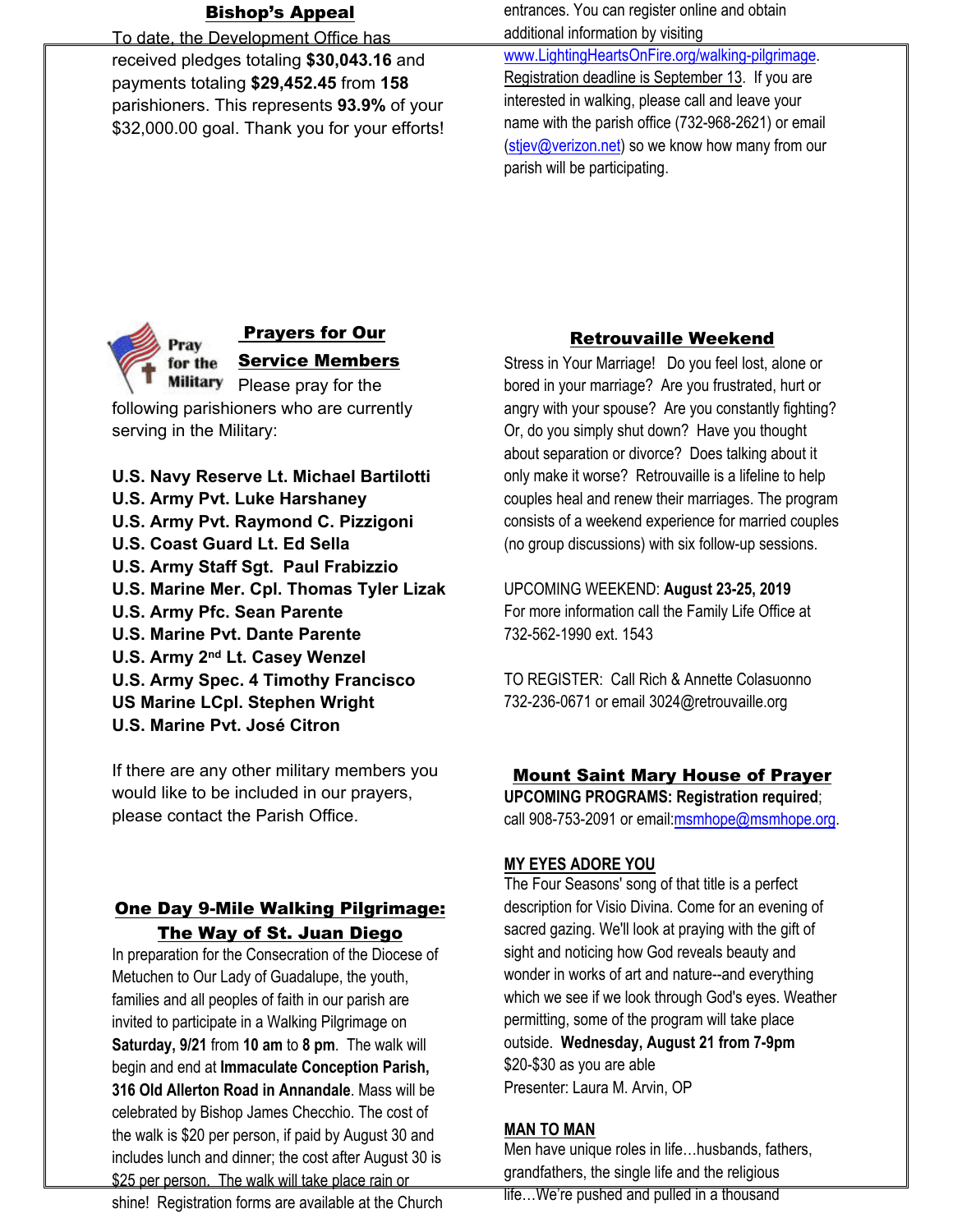## Bishop's Appeal

To date, the Development Office has received pledges totaling **$30,043.16** and payments totaling **$29,452.45** from **158** parishioners. This represents **93.9%** of your $32,000.00 goal. Thank you for your efforts!

## Prayers for Our Service Members

Pray for the Military

Please pray for the following parishioners who are currently serving in the Military:

**U.S. Navy Reserve Lt. Michael Bartilotti**
**U.S. Army Pvt. Luke Harshaney**
**U.S. Army Pvt. Raymond C. Pizzigoni**
**U.S. Coast Guard Lt. Ed Sella**
**U.S. Army Staff Sgt. Paul Frabizzio**
**U.S. Marine Mer. Cpl. Thomas Tyler Lizak**
**U.S. Army Pfc. Sean Parente**
**U.S. Marine Pvt. Dante Parente**
**U.S. Army 2nd Lt. Casey Wenzel**
**U.S. Army Spec. 4 Timothy Francisco**
**US Marine LCpl. Stephen Wright**
**U.S. Marine Pvt. José Citron**

If there are any other military members you would like to be included in our prayers, please contact the Parish Office.

## One Day 9-Mile Walking Pilgrimage: The Way of St. Juan Diego

In preparation for the Consecration of the Diocese of Metuchen to Our Lady of Guadalupe, the youth, families and all peoples of faith in our parish are invited to participate in a Walking Pilgrimage on **Saturday, 9/21** from **10 am** to **8 pm**. The walk will begin and end at **Immaculate Conception Parish, 316 Old Allerton Road in Annandale**. Mass will be celebrated by Bishop James Checchio. The cost of the walk is $20 per person, if paid by August 30 and includes lunch and dinner; the cost after August 30 is $25 per person. The walk will take place rain or shine! Registration forms are available at the Church entrances. You can register online and obtain additional information by visiting www.LightingHeartsOnFire.org/walking-pilgrimage. Registration deadline is September 13. If you are interested in walking, please call and leave your name with the parish office (732-968-2621) or email (stjev@verizon.net) so we know how many from our parish will be participating.

## Retrouvaille Weekend

Stress in Your Marriage! Do you feel lost, alone or bored in your marriage? Are you frustrated, hurt or angry with your spouse? Are you constantly fighting? Or, do you simply shut down? Have you thought about separation or divorce? Does talking about it only make it worse? Retrouvaille is a lifeline to help couples heal and renew their marriages. The program consists of a weekend experience for married couples (no group discussions) with six follow-up sessions.

UPCOMING WEEKEND: **August 23-25, 2019**
For more information call the Family Life Office at 732-562-1990 ext. 1543

TO REGISTER: Call Rich & Annette Colasuonno 732-236-0671 or email 3024@retrouvaille.org

## Mount Saint Mary House of Prayer

**UPCOMING PROGRAMS: Registration required**; call 908-753-2091 or email:msmhope@msmhope.org.

**MY EYES ADORE YOU**

The Four Seasons' song of that title is a perfect description for Visio Divina. Come for an evening of sacred gazing. We'll look at praying with the gift of sight and noticing how God reveals beauty and wonder in works of art and nature--and everything which we see if we look through God's eyes. Weather permitting, some of the program will take place outside. **Wednesday, August 21 from 7-9pm**
$20-$30 as you are able
Presenter: Laura M. Arvin, OP

**MAN TO MAN**

Men have unique roles in life…husbands, fathers, grandfathers, the single life and the religious life…We're pushed and pulled in a thousand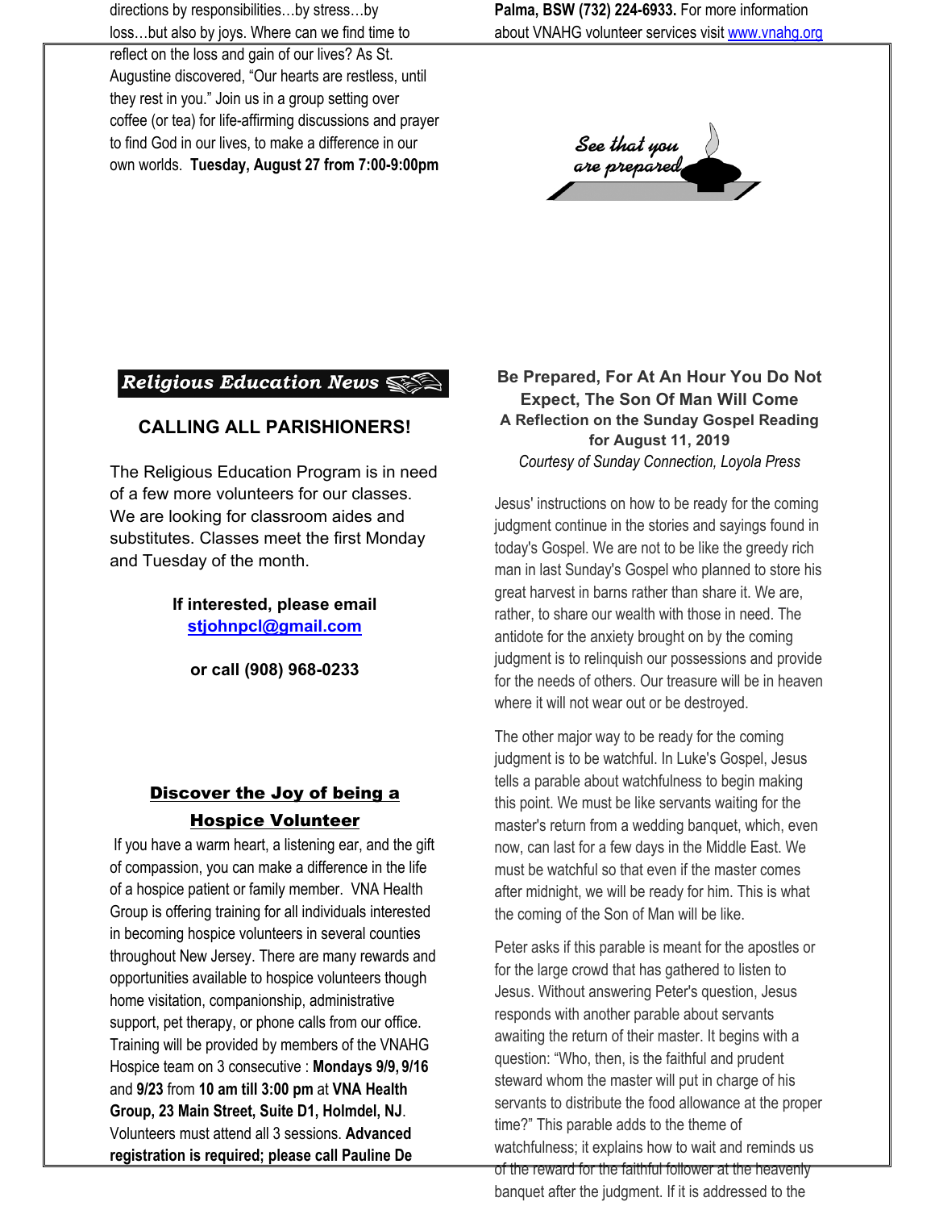directions by responsibilities…by stress…by loss…but also by joys. Where can we find time to reflect on the loss and gain of our lives? As St. Augustine discovered, "Our hearts are restless, until they rest in you." Join us in a group setting over coffee (or tea) for life-affirming discussions and prayer to find God in our lives, to make a difference in our own worlds. **Tuesday, August 27 from 7:00-9:00pm**

## Religious Education News

### CALLING ALL PARISHIONERS!

The Religious Education Program is in need of a few more volunteers for our classes. We are looking for classroom aides and substitutes. Classes meet the first Monday and Tuesday of the month.

**If interested, please email stjohnpcl@gmail.com**

**or call (908) 968-0233**

### Discover the Joy of being a Hospice Volunteer

If you have a warm heart, a listening ear, and the gift of compassion, you can make a difference in the life of a hospice patient or family member. VNA Health Group is offering training for all individuals interested in becoming hospice volunteers in several counties throughout New Jersey. There are many rewards and opportunities available to hospice volunteers though home visitation, companionship, administrative support, pet therapy, or phone calls from our office. Training will be provided by members of the VNAHG Hospice team on 3 consecutive : **Mondays 9/9, 9/16** and **9/23** from **10 am till 3:00 pm** at **VNA Health Group, 23 Main Street, Suite D1, Holmdel, NJ**. Volunteers must attend all 3 sessions. **Advanced registration is required; please call Pauline De Palma, BSW (732) 224-6933.** For more information about VNAHG volunteer services visit www.vnahg.org

See that you are prepared

### Be Prepared, For At An Hour You Do Not Expect, The Son Of Man Will Come

**A Reflection on the Sunday Gospel Reading for August 11, 2019**

*Courtesy of Sunday Connection, Loyola Press*

Jesus' instructions on how to be ready for the coming judgment continue in the stories and sayings found in today's Gospel. We are not to be like the greedy rich man in last Sunday's Gospel who planned to store his great harvest in barns rather than share it. We are, rather, to share our wealth with those in need. The antidote for the anxiety brought on by the coming judgment is to relinquish our possessions and provide for the needs of others. Our treasure will be in heaven where it will not wear out or be destroyed.

The other major way to be ready for the coming judgment is to be watchful. In Luke's Gospel, Jesus tells a parable about watchfulness to begin making this point. We must be like servants waiting for the master's return from a wedding banquet, which, even now, can last for a few days in the Middle East. We must be watchful so that even if the master comes after midnight, we will be ready for him. This is what the coming of the Son of Man will be like.

Peter asks if this parable is meant for the apostles or for the large crowd that has gathered to listen to Jesus. Without answering Peter's question, Jesus responds with another parable about servants awaiting the return of their master. It begins with a question: "Who, then, is the faithful and prudent steward whom the master will put in charge of his servants to distribute the food allowance at the proper time?" This parable adds to the theme of watchfulness; it explains how to wait and reminds us of the reward for the faithful follower at the heavenly banquet after the judgment. If it is addressed to the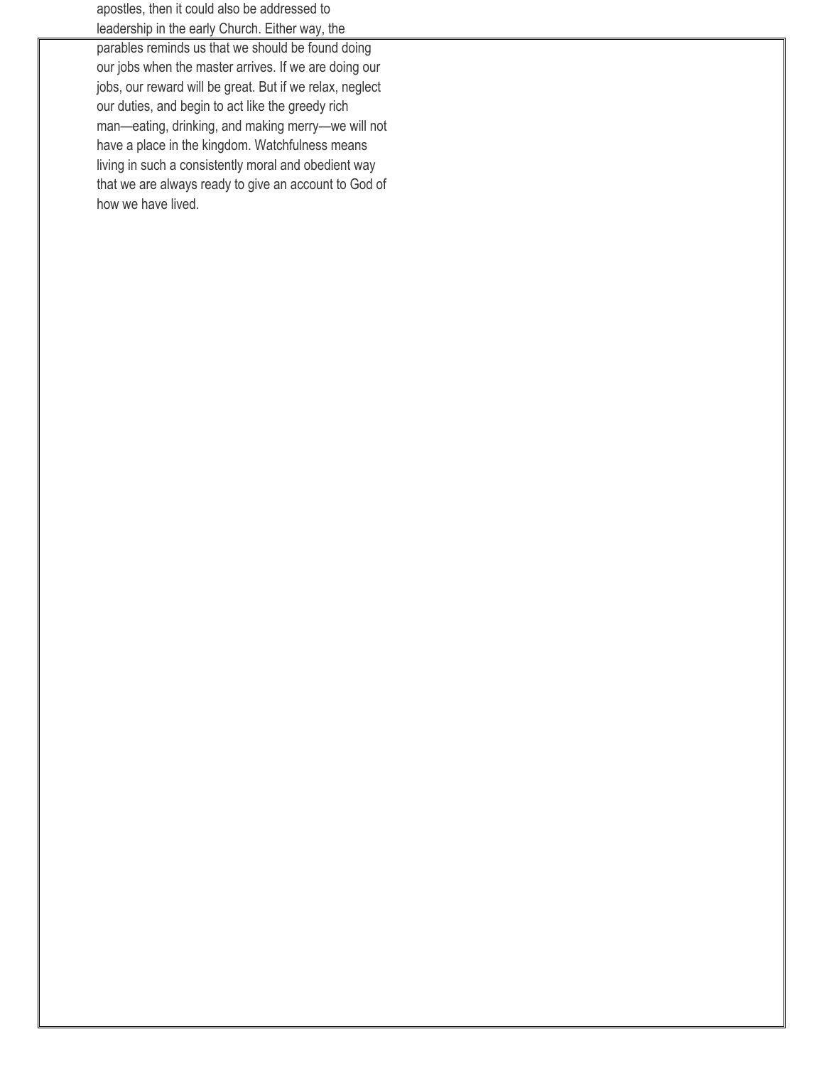apostles, then it could also be addressed to leadership in the early Church. Either way, the parables reminds us that we should be found doing our jobs when the master arrives. If we are doing our jobs, our reward will be great. But if we relax, neglect our duties, and begin to act like the greedy rich man—eating, drinking, and making merry—we will not have a place in the kingdom. Watchfulness means living in such a consistently moral and obedient way that we are always ready to give an account to God of how we have lived.